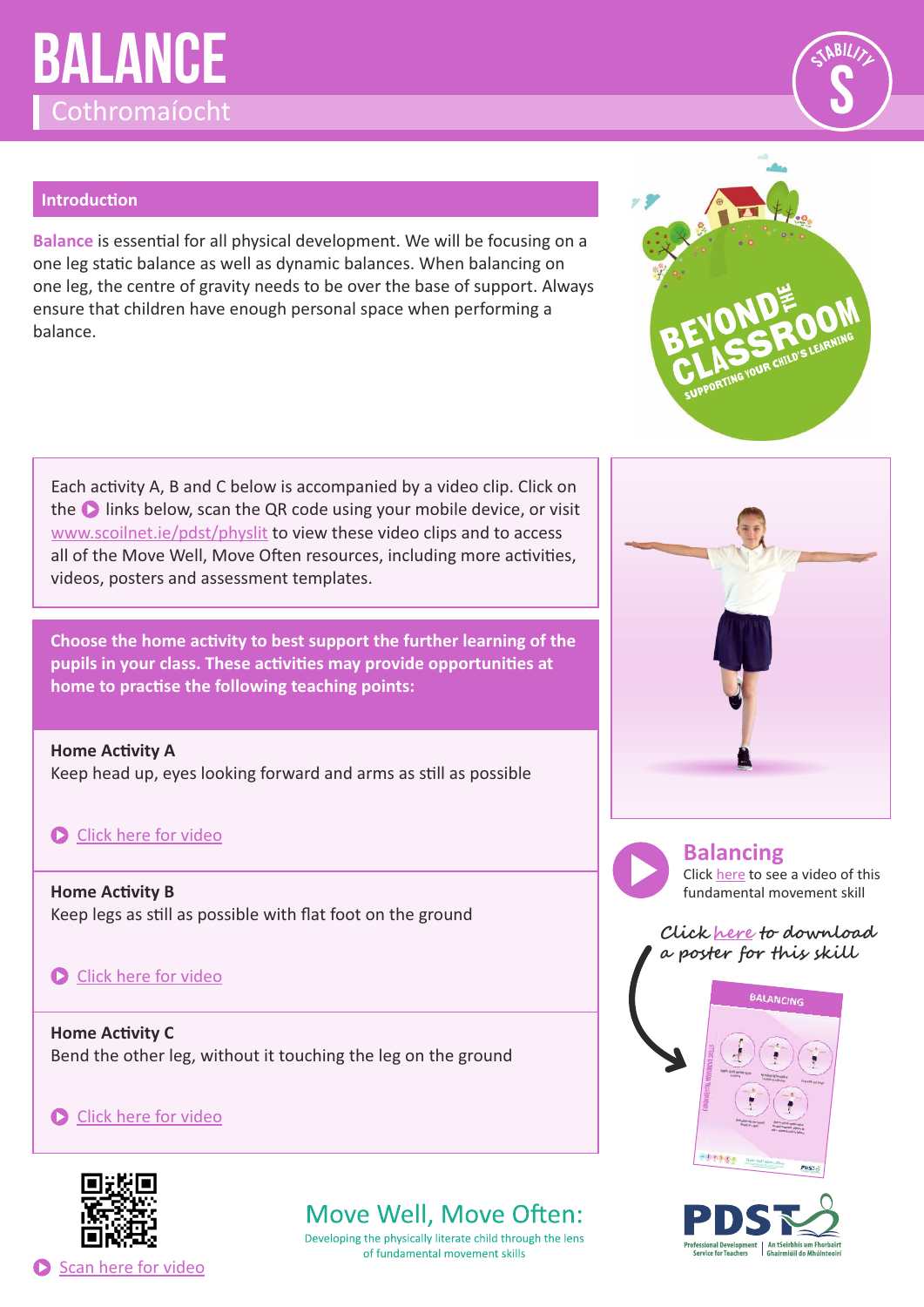# BALANCE

## Cothromaíocht

STABILITY S

### Introduction

**Balance** is essential for all physical development. We will be focusing on a one leg static balance as well as dynamic balances. When balancing on one leg, the centre of gravity needs to be over the base of support. Always ensure that children have enough personal space when performing a balance.

BEYOND THE CLASSROOM
SUPPORTING YOUR CHILD'S LEARNING

Each activity A, B and C below is accompanied by a video clip. Click on the ▶ links below, scan the QR code using your mobile device, or visit www.scoilnet.ie/pdst/physlit to view these video clips and to access all of the Move Well, Move Often resources, including more activities, videos, posters and assessment templates.

**Choose the home activity to best support the further learning of the pupils in your class. These activities may provide opportunities at home to practise the following teaching points:**

**Home Activity A**
Keep head up, eyes looking forward and arms as still as possible

▶ Click here for video

**Home Activity B**
Keep legs as still as possible with flat foot on the ground

▶ Click here for video

**Home Activity C**
Bend the other leg, without it touching the leg on the ground

▶ Click here for video

### Balancing

Click here to see a video of this fundamental movement skill

*Click here to download a poster for this skill*

▶ Scan here for video

**Move Well, Move Often:**
Developing the physically literate child through the lens of fundamental movement skills

PDST — Professional Development Service for Teachers | An tSeirbhís um Fhorbairt Ghairmiúil do Mhúinteoirí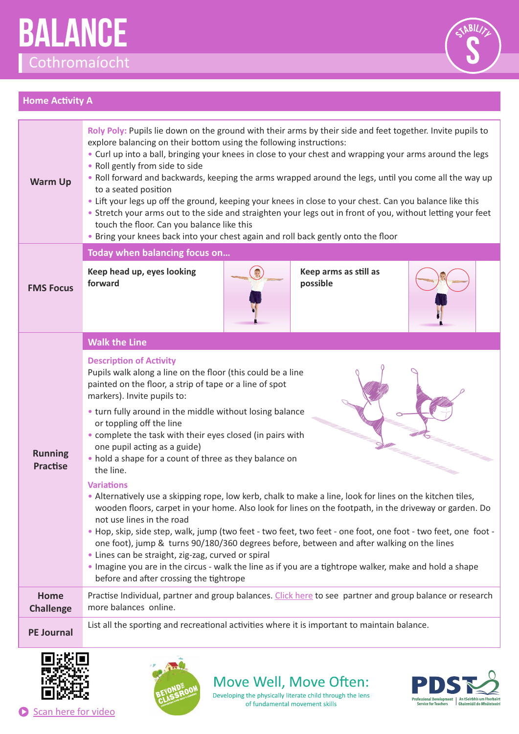# BALANCE

## Cothromaíocht

STABILITY S

### Home Activity A

**Warm Up**

**Roly Poly:** Pupils lie down on the ground with their arms by their side and feet together. Invite pupils to explore balancing on their bottom using the following instructions:

- Curl up into a ball, bringing your knees in close to your chest and wrapping your arms around the legs
- Roll gently from side to side
- Roll forward and backwards, keeping the arms wrapped around the legs, until you come all the way up to a seated position
- Lift your legs up off the ground, keeping your knees in close to your chest. Can you balance like this
- Stretch your arms out to the side and straighten your legs out in front of you, without letting your feet touch the floor. Can you balance like this
- Bring your knees back into your chest again and roll back gently onto the floor

**FMS Focus**

**Today when balancing focus on…**

- **Keep head up, eyes looking forward**
- **Keep arms as still as possible**

**Running Practise**

**Walk the Line**

**Description of Activity**

Pupils walk along a line on the floor (this could be a line painted on the floor, a strip of tape or a line of spot markers). Invite pupils to:

- turn fully around in the middle without losing balance or toppling off the line
- complete the task with their eyes closed (in pairs with one pupil acting as a guide)
- hold a shape for a count of three as they balance on the line.

**Variations**

- Alternatively use a skipping rope, low kerb, chalk to make a line, look for lines on the kitchen tiles, wooden floors, carpet in your home. Also look for lines on the footpath, in the driveway or garden. Do not use lines in the road
- Hop, skip, side step, walk, jump (two feet - two feet, two feet - one foot, one foot - two feet, one foot - one foot), jump & turns 90/180/360 degrees before, between and after walking on the lines
- Lines can be straight, zig-zag, curved or spiral
- Imagine you are in the circus - walk the line as if you are a tightrope walker, make and hold a shape before and after crossing the tightrope

**Home Challenge**

Practise Individual, partner and group balances. Click here to see partner and group balance or research more balances online.

**PE Journal**

List all the sporting and recreational activities where it is important to maintain balance.

Scan here for video

Move Well, Move Often: Developing the physically literate child through the lens of fundamental movement skills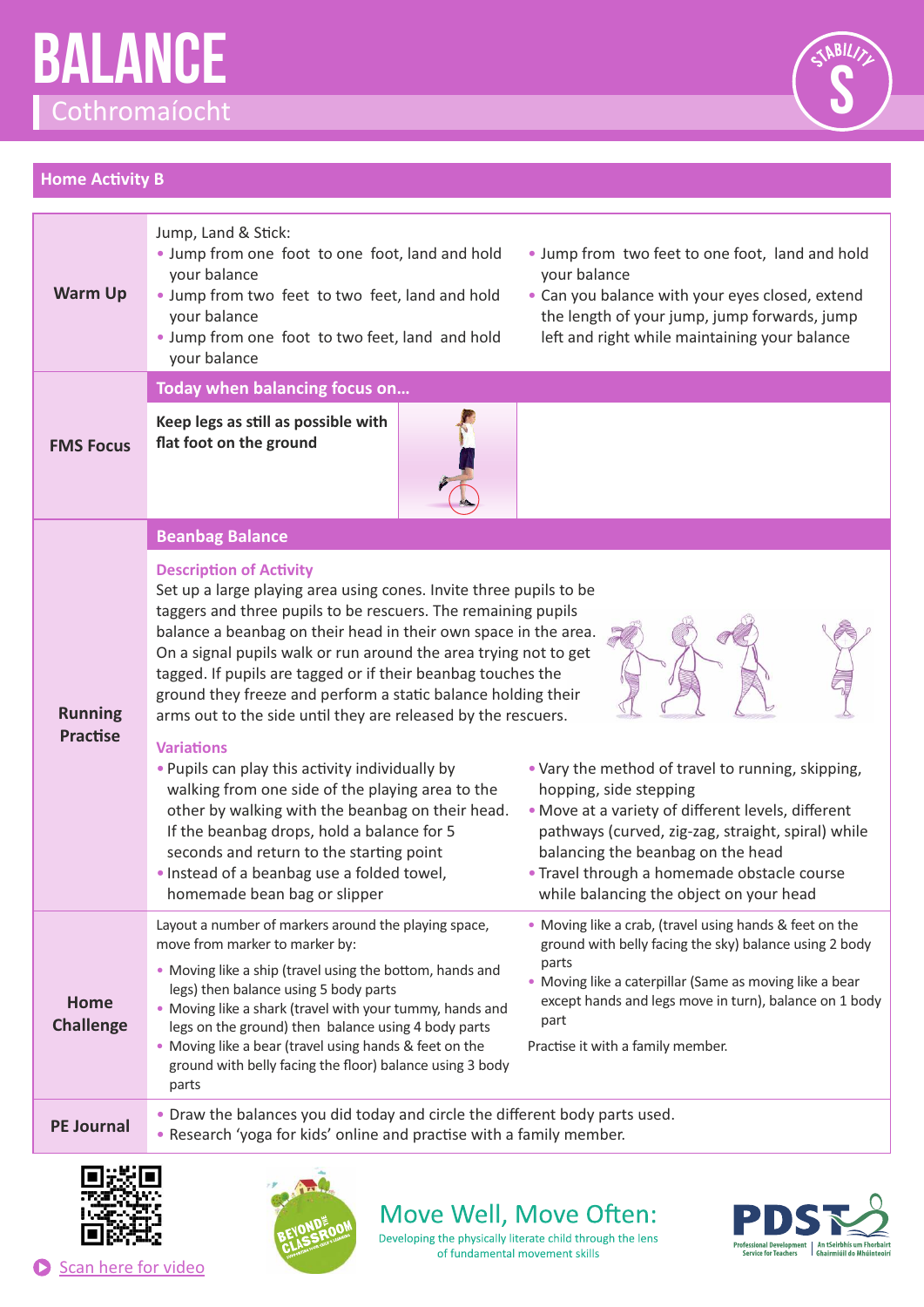# BALANCE

## Cothromaíocht

STABILITY S

## Home Activity B

### Warm Up

Jump, Land & Stick:

- Jump from one foot to one foot, land and hold your balance
- Jump from two feet to two feet, land and hold your balance
- Jump from one foot to two feet, land and hold your balance
- Jump from two feet to one foot, land and hold your balance
- Can you balance with your eyes closed, extend the length of your jump, jump forwards, jump left and right while maintaining your balance

### FMS Focus

**Today when balancing focus on…**

**Keep legs as still as possible with flat foot on the ground**

### Running Practise

**Beanbag Balance**

**Description of Activity**

Set up a large playing area using cones. Invite three pupils to be taggers and three pupils to be rescuers. The remaining pupils balance a beanbag on their head in their own space in the area. On a signal pupils walk or run around the area trying not to get tagged. If pupils are tagged or if their beanbag touches the ground they freeze and perform a static balance holding their arms out to the side until they are released by the rescuers.

**Variations**

- Pupils can play this activity individually by walking from one side of the playing area to the other by walking with the beanbag on their head. If the beanbag drops, hold a balance for 5 seconds and return to the starting point
- Instead of a beanbag use a folded towel, homemade bean bag or slipper
- Vary the method of travel to running, skipping, hopping, side stepping
- Move at a variety of different levels, different pathways (curved, zig-zag, straight, spiral) while balancing the beanbag on the head
- Travel through a homemade obstacle course while balancing the object on your head

### Home Challenge

Layout a number of markers around the playing space, move from marker to marker by:

- Moving like a ship (travel using the bottom, hands and legs) then balance using 5 body parts
- Moving like a shark (travel with your tummy, hands and legs on the ground) then balance using 4 body parts
- Moving like a bear (travel using hands & feet on the ground with belly facing the floor) balance using 3 body parts
- Moving like a crab, (travel using hands & feet on the ground with belly facing the sky) balance using 2 body parts
- Moving like a caterpillar (Same as moving like a bear except hands and legs move in turn), balance on 1 body part

Practise it with a family member.

### PE Journal

- Draw the balances you did today and circle the different body parts used.
- Research 'yoga for kids' online and practise with a family member.

Scan here for video

Move Well, Move Often:
Developing the physically literate child through the lens of fundamental movement skills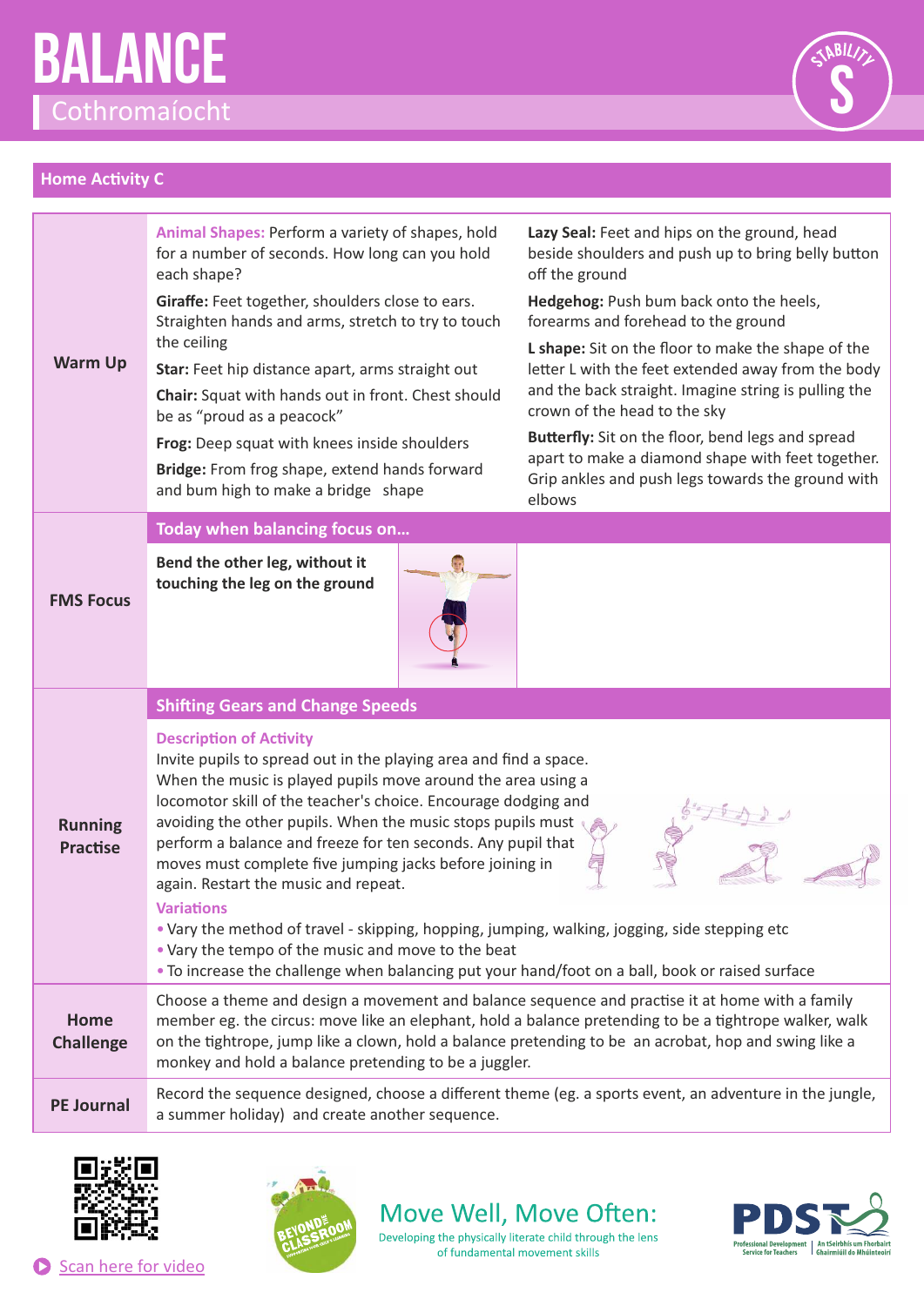# BALANCE

## Cothromaíocht

STABILITY S

## Home Activity C

| | | |
|---|---|---|
| **Warm Up** | **Animal Shapes:** Perform a variety of shapes, hold for a number of seconds. How long can you hold each shape?<br><br>**Giraffe:** Feet together, shoulders close to ears. Straighten hands and arms, stretch to try to touch the ceiling<br><br>**Star:** Feet hip distance apart, arms straight out<br><br>**Chair:** Squat with hands out in front. Chest should be as "proud as a peacock"<br><br>**Frog:** Deep squat with knees inside shoulders<br><br>**Bridge:** From frog shape, extend hands forward and bum high to make a bridge shape | **Lazy Seal:** Feet and hips on the ground, head beside shoulders and push up to bring belly button off the ground<br><br>**Hedgehog:** Push bum back onto the heels, forearms and forehead to the ground<br><br>**L shape:** Sit on the floor to make the shape of the letter L with the feet extended away from the body and the back straight. Imagine string is pulling the crown of the head to the sky<br><br>**Butterfly:** Sit on the floor, bend legs and spread apart to make a diamond shape with feet together. Grip ankles and push legs towards the ground with elbows |
| **FMS Focus** | **Today when balancing focus on...**<br><br>**Bend the other leg, without it touching the leg on the ground** | |
| **Running Practise** | **Shifting Gears and Change Speeds**<br><br>**Description of Activity**<br>Invite pupils to spread out in the playing area and find a space. When the music is played pupils move around the area using a locomotor skill of the teacher's choice. Encourage dodging and avoiding the other pupils. When the music stops pupils must perform a balance and freeze for ten seconds. Any pupil that moves must complete five jumping jacks before joining in again. Restart the music and repeat.<br><br>**Variations**<br>• Vary the method of travel - skipping, hopping, jumping, walking, jogging, side stepping etc<br>• Vary the tempo of the music and move to the beat<br>• To increase the challenge when balancing put your hand/foot on a ball, book or raised surface | |
| **Home Challenge** | Choose a theme and design a movement and balance sequence and practise it at home with a family member eg. the circus: move like an elephant, hold a balance pretending to be a tightrope walker, walk on the tightrope, jump like a clown, hold a balance pretending to be an acrobat, hop and swing like a monkey and hold a balance pretending to be a juggler. | |
| **PE Journal** | Record the sequence designed, choose a different theme (eg. a sports event, an adventure in the jungle, a summer holiday) and create another sequence. | |

Scan here for video

Move Well, Move Often: Developing the physically literate child through the lens of fundamental movement skills